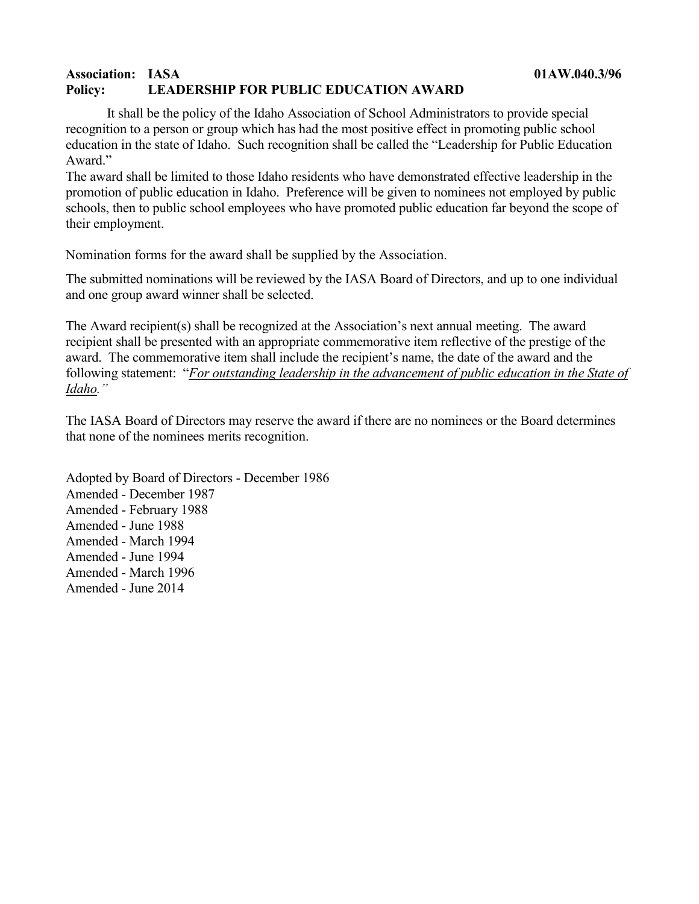**Association: IASA** **01AW.040.3/96**
**Policy: LEADERSHIP FOR PUBLIC EDUCATION AWARD**

It shall be the policy of the Idaho Association of School Administrators to provide special recognition to a person or group which has had the most positive effect in promoting public school education in the state of Idaho. Such recognition shall be called the "Leadership for Public Education Award."
The award shall be limited to those Idaho residents who have demonstrated effective leadership in the promotion of public education in Idaho. Preference will be given to nominees not employed by public schools, then to public school employees who have promoted public education far beyond the scope of their employment.

Nomination forms for the award shall be supplied by the Association.

The submitted nominations will be reviewed by the IASA Board of Directors, and up to one individual and one group award winner shall be selected.

The Award recipient(s) shall be recognized at the Association's next annual meeting. The award recipient shall be presented with an appropriate commemorative item reflective of the prestige of the award. The commemorative item shall include the recipient's name, the date of the award and the following statement: "*For outstanding leadership in the advancement of public education in the State of Idaho."*

The IASA Board of Directors may reserve the award if there are no nominees or the Board determines that none of the nominees merits recognition.

Adopted by Board of Directors - December 1986
Amended - December 1987
Amended - February 1988
Amended - June 1988
Amended - March 1994
Amended - June 1994
Amended - March 1996
Amended - June 2014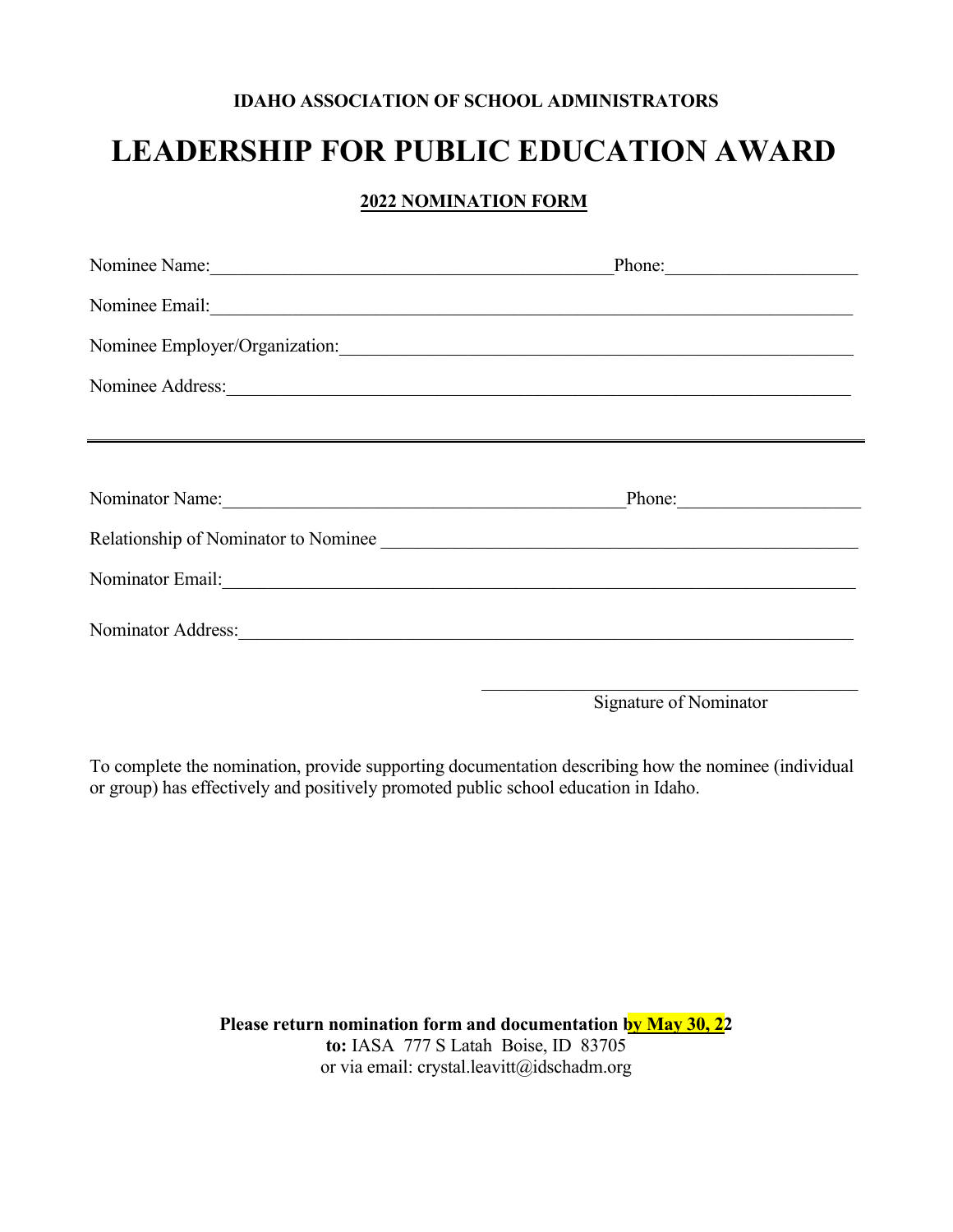**IDAHO ASSOCIATION OF SCHOOL ADMINISTRATORS**

# LEADERSHIP FOR PUBLIC EDUCATION AWARD

**2022 NOMINATION FORM**

Nominee Name:_____________________________________________Phone:____________________

Nominee Email:_______________________________________________________________________

Nominee Employer/Organization:________________________________________________________

Nominee Address:_____________________________________________________________________

---

Nominator Name:_____________________________________________Phone:____________________

Relationship of Nominator to Nominee ____________________________________________________

Nominator Email:_____________________________________________________________________

Nominator Address:___________________________________________________________________

_______________________________________
Signature of Nominator

To complete the nomination, provide supporting documentation describing how the nominee (individual or group) has effectively and positively promoted public school education in Idaho.

**Please return nomination form and documentation by May 30, 22**
**to:** IASA 777 S Latah Boise, ID 83705
or via email: crystal.leavitt@idschadm.org